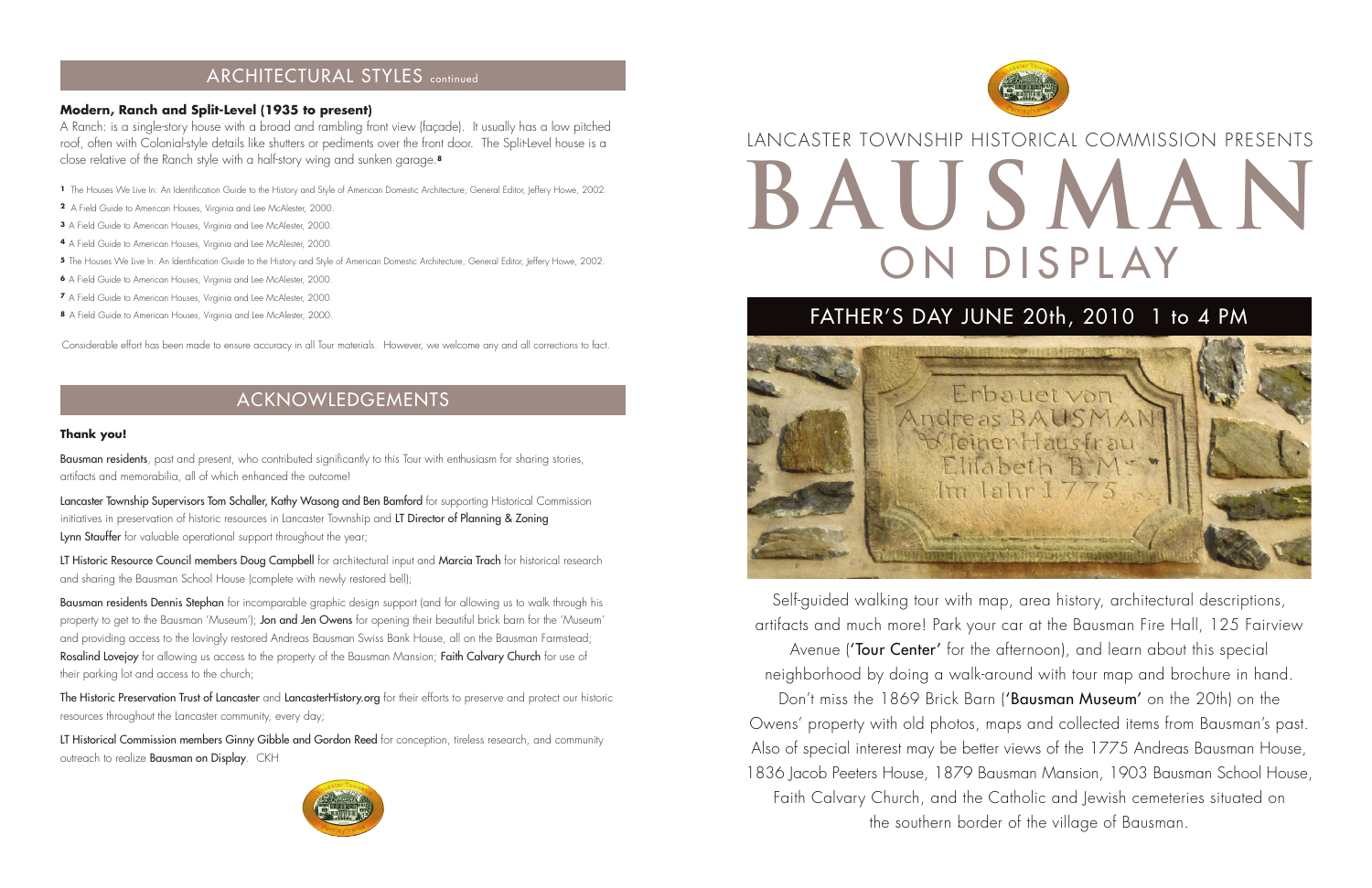## ARCHITECTURAL STYLES continued

**Modern, Ranch and Split-Level (1935 to present)**

A Ranch: is a single-story house with a broad and rambling front view (façade). It usually has a low pitched roof, often with Colonial-style details like shutters or pediments over the front door. The Split-Level house is a close relative of the Ranch style with a half-story wing and sunken garage.[8]

1 The Houses We Live In: An Identification Guide to the History and Style of American Domestic Architecture, General Editor, Jeffery Howe, 2002.

2 A Field Guide to American Houses, Virginia and Lee McAlester, 2000.

3 A Field Guide to American Houses, Virginia and Lee McAlester, 2000.

4 A Field Guide to American Houses, Virginia and Lee McAlester, 2000.

5 The Houses We Live In: An Identification Guide to the History and Style of American Domestic Architecture, General Editor, Jeffery Howe, 2002.

6 A Field Guide to American Houses, Virginia and Lee McAlester, 2000.

7 A Field Guide to American Houses, Virginia and Lee McAlester, 2000.

8 A Field Guide to American Houses, Virginia and Lee McAlester, 2000.

Considerable effort has been made to ensure accuracy in all Tour materials. However, we welcome any and all corrections to fact.

## ACKNOWLEDGEMENTS

**Thank you!**

Bausman residents, past and present, who contributed significantly to this Tour with enthusiasm for sharing stories, artifacts and memorabilia, all of which enhanced the outcome!

Lancaster Township Supervisors Tom Schaller, Kathy Wasong and Ben Bamford for supporting Historical Commission initiatives in preservation of historic resources in Lancaster Township and LT Director of Planning & Zoning Lynn Stauffer for valuable operational support throughout the year;

LT Historic Resource Council members Doug Campbell for architectural input and Marcia Trach for historical research and sharing the Bausman School House (complete with newly restored bell);

Bausman residents Dennis Stephan for incomparable graphic design support (and for allowing us to walk through his property to get to the Bausman 'Museum'); Jon and Jen Owens for opening their beautiful brick barn for the 'Museum' and providing access to the lovingly restored Andreas Bausman Swiss Bank House, all on the Bausman Farmstead; Rosalind Lovejoy for allowing us access to the property of the Bausman Mansion; Faith Calvary Church for use of their parking lot and access to the church;

The Historic Preservation Trust of Lancaster and LancasterHistory.org for their efforts to preserve and protect our historic resources throughout the Lancaster community, every day;

LT Historical Commission members Ginny Gibble and Gordon Reed for conception, tireless research, and community outreach to realize Bausman on Display. CKH

LANCASTER TOWNSHIP HISTORICAL COMMISSION PRESENTS

# BAUSMAN ON DISPLAY

## FATHER'S DAY JUNE 20th, 2010 1 to 4 PM

Erbauet von Andreas BAUSMAN & seiner Hausfrau Elisabeth B.M. Im Jahr 1775

Self-guided walking tour with map, area history, architectural descriptions, artifacts and much more! Park your car at the Bausman Fire Hall, 125 Fairview Avenue ('Tour Center' for the afternoon), and learn about this special neighborhood by doing a walk-around with tour map and brochure in hand. Don't miss the 1869 Brick Barn ('Bausman Museum' on the 20th) on the Owens' property with old photos, maps and collected items from Bausman's past. Also of special interest may be better views of the 1775 Andreas Bausman House, 1836 Jacob Peeters House, 1879 Bausman Mansion, 1903 Bausman School House, Faith Calvary Church, and the Catholic and Jewish cemeteries situated on the southern border of the village of Bausman.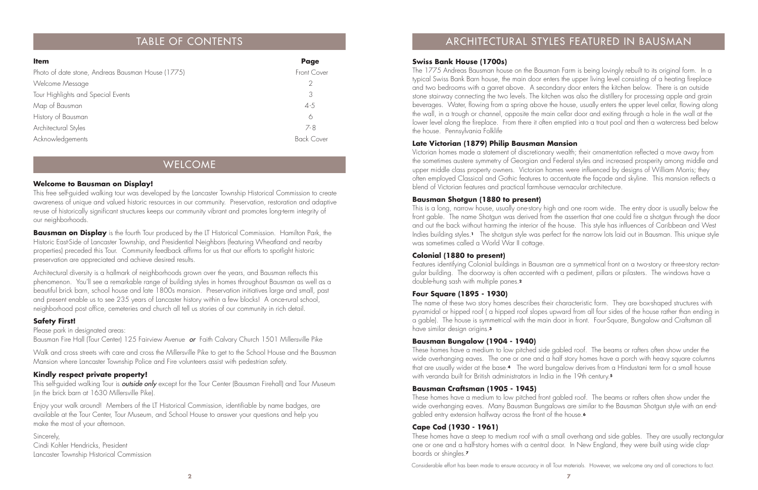## TABLE OF CONTENTS

| Item | Page |
|---|---|
| Photo of date stone, Andreas Bausman House (1775) | Front Cover |
| Welcome Message | 2 |
| Tour Highlights and Special Events | 3 |
| Map of Bausman | 4-5 |
| History of Bausman | 6 |
| Architectural Styles | 7-8 |
| Acknowledgements | Back Cover |

## WELCOME

### Welcome to Bausman on Display!

This free self-guided walking tour was developed by the Lancaster Township Historical Commission to create awareness of unique and valued historic resources in our community. Preservation, restoration and adaptive re-use of historically significant structures keeps our community vibrant and promotes long-term integrity of our neighborhoods.

**Bausman on Display** is the fourth Tour produced by the LT Historical Commission. Hamilton Park, the Historic East-Side of Lancaster Township, and Presidential Neighbors (featuring Wheatland and nearby properties) preceded this Tour. Community feedback affirms for us that our efforts to spotlight historic preservation are appreciated and achieve desired results.

Architectural diversity is a hallmark of neighborhoods grown over the years, and Bausman reflects this phenomenon. You'll see a remarkable range of building styles in homes throughout Bausman as well as a beautiful brick barn, school house and late 1800s mansion. Preservation initiatives large and small, past and present enable us to see 235 years of Lancaster history within a few blocks! A once-rural school, neighborhood post office, cemeteries and church all tell us stories of our community in rich detail.

### Safety First!

Please park in designated areas:
Bausman Fire Hall (Tour Center) 125 Fairview Avenue *or* Faith Calvary Church 1501 Millersville Pike

Walk and cross streets with care and cross the Millersville Pike to get to the School House and the Bausman Mansion where Lancaster Township Police and Fire volunteers assist with pedestrian safety.

### Kindly respect private property!

This self-guided walking Tour is *outside only* except for the Tour Center (Bausman Firehall) and Tour Museum (in the brick barn at 1630 Millersville Pike).

Enjoy your walk around! Members of the LT Historical Commission, identifiable by name badges, are available at the Tour Center, Tour Museum, and School House to answer your questions and help you make the most of your afternoon.

Sincerely,
Cindi Kohler Hendricks, President
Lancaster Township Historical Commission

## ARCHITECTURAL STYLES FEATURED IN BAUSMAN

### Swiss Bank House (1700s)

The 1775 Andreas Bausman house on the Bausman Farm is being lovingly rebuilt to its original form. In a typical Swiss Bank Barn house, the main door enters the upper living level consisting of a heating fireplace and two bedrooms with a garret above. A secondary door enters the kitchen below. There is an outside stone stairway connecting the two levels. The kitchen was also the distillery for processing apple and grain beverages. Water, flowing from a spring above the house, usually enters the upper level cellar, flowing along the wall, in a trough or channel, opposite the main cellar door and exiting through a hole in the wall at the lower level along the fireplace. From there it often emptied into a trout pool and then a watercress bed below the house. Pennsylvania Folklife

### Late Victorian (1879) Philip Bausman Mansion

Victorian homes made a statement of discretionary wealth; their ornamentation reflected a move away from the sometimes austere symmetry of Georgian and Federal styles and increased prosperity among middle and upper middle class property owners. Victorian homes were influenced by designs of William Morris; they often employed Classical and Gothic features to accentuate the façade and skyline. This mansion reflects a blend of Victorian features and practical farmhouse vernacular architecture.

### Bausman Shotgun (1880 to present)

This is a long, narrow house, usually one-story high and one room wide. The entry door is usually below the front gable. The name Shotgun was derived from the assertion that one could fire a shotgun through the door and out the back without harming the interior of the house. This style has influences of Caribbean and West Indies building styles.[1] The shotgun style was perfect for the narrow lots laid out in Bausman. This unique style was sometimes called a World War II cottage.

### Colonial (1880 to present)

Features identifying Colonial buildings in Bausman are a symmetrical front on a two-story or three-story rectangular building. The doorway is often accented with a pediment, pillars or pilasters. The windows have a double-hung sash with multiple panes.[2]

### Four Square (1895 - 1930)

The name of these two story homes describes their characteristic form. They are box-shaped structures with pyramidal or hipped roof ( a hipped roof slopes upward from all four sides of the house rather than ending in a gable). The house is symmetrical with the main door in front. Four-Square, Bungalow and Craftsman all have similar design origins.[3]

### Bausman Bungalow (1904 - 1940)

These homes have a medium to low pitched side gabled roof. The beams or rafters often show under the wide overhanging eaves. The one or one and a half story homes have a porch with heavy square columns that are usually wider at the base.[4] The word bungalow derives from a Hindustani term for a small house with veranda built for British administrators in India in the 19th century.[5]

### Bausman Craftsman (1905 - 1945)

These homes have a medium to low pitched front gabled roof. The beams or rafters often show under the wide overhanging eaves. Many Bausman Bungalows are similar to the Bausman Shotgun style with an end-gabled entry extension halfway across the front of the house.[6]

### Cape Cod (1930 - 1961)

These homes have a steep to medium roof with a small overhang and side gables. They are usually rectangular one or one and a half-story homes with a central door. In New England, they were built using wide clapboards or shingles.[7]

Considerable effort has been made to ensure accuracy in all Tour materials. However, we welcome any and all corrections to fact.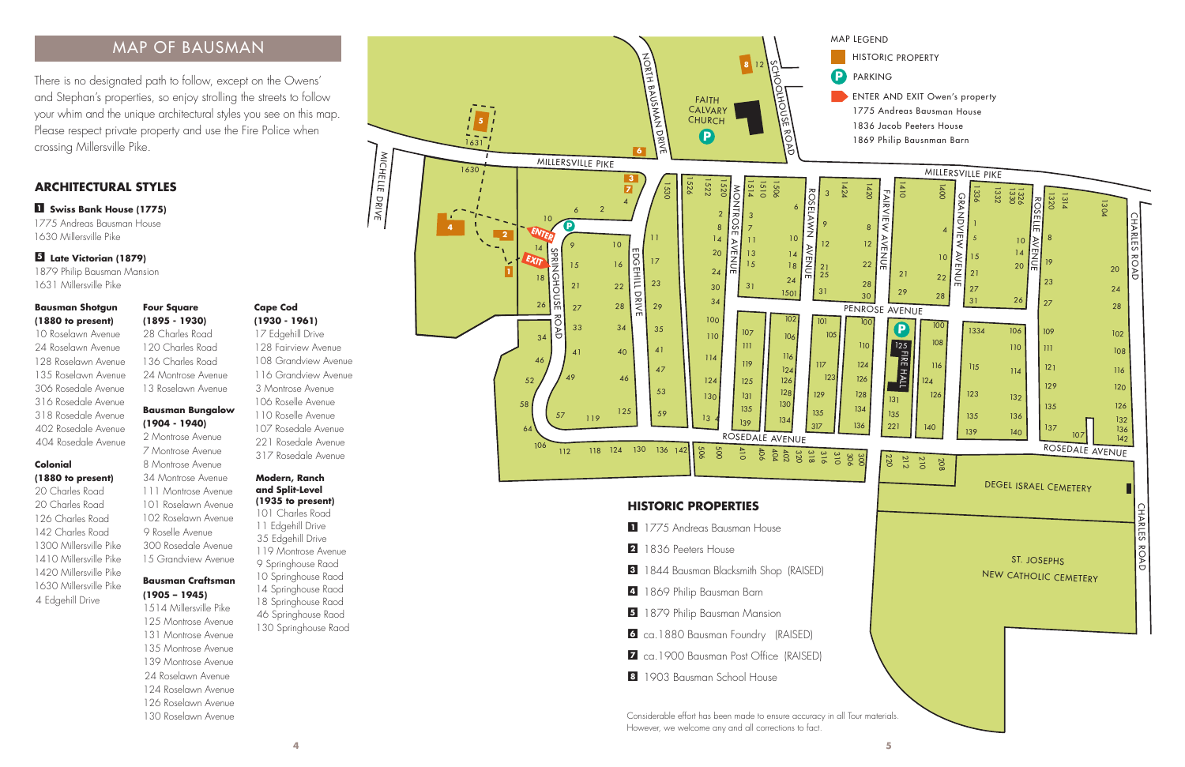# MAP OF BAUSMAN

There is no designated path to follow, except on the Owens' and Stephan's properties, so enjoy strolling the streets to follow your whim and the unique architectural styles you see on this map. Please respect private property and use the Fire Police when crossing Millersville Pike.

## ARCHITECTURAL STYLES

**1 Swiss Bank House (1775)**
1775 Andreas Bausman House
1630 Millersville Pike

**5 Late Victorian (1879)**
1879 Philip Bausman Mansion
1631 Millersville Pike

**Bausman Shotgun (1880 to present)**
10 Roselawn Avenue
24 Roselawn Avenue
128 Roselawn Avenue
135 Roselawn Avenue
306 Rosedale Avenue
316 Rosedale Avenue
318 Rosedale Avenue
402 Rosedale Avenue
404 Rosedale Avenue

**Colonial (1880 to present)**
20 Charles Road
20 Charles Road
126 Charles Road
142 Charles Road
1300 Millersville Pike
1410 Millersville Pike
1420 Millersville Pike
1630 Millersville Pike
4 Edgehill Drive

**Four Square (1895 - 1930)**
28 Charles Road
120 Charles Road
136 Charles Road
24 Montrose Avenue
13 Roselawn Avenue

**Bausman Bungalow (1904 - 1940)**
2 Montrose Avenue
7 Montrose Avenue
8 Montrose Avenue
34 Montrose Avenue
111 Montrose Avenue
101 Roselawn Avenue
102 Roselawn Avenue
9 Roselle Avenue
300 Rosedale Avenue
15 Grandview Avenue

**Bausman Craftsman (1905 – 1945)**
1514 Millersville Pike
125 Montrose Avenue
131 Montrose Avenue
135 Montrose Avenue
139 Montrose Avenue
24 Roselawn Avenue
124 Roselawn Avenue
126 Roselawn Avenue
130 Roselawn Avenue

**Cape Cod (1930 - 1961)**
17 Edgehill Drive
128 Fairview Avenue
108 Grandview Avenue
116 Grandview Avenue
3 Montrose Avenue
106 Roselle Avenue
110 Roselle Avenue
107 Rosedale Avenue
221 Rosedale Avenue
317 Rosedale Avenue

**Modern, Ranch and Split-Level (1935 to present)**
101 Charles Road
11 Edgehill Drive
35 Edgehill Drive
119 Montrose Avenue
9 Springhouse Raod
10 Springhouse Raod
14 Springhouse Raod
18 Springhouse Raod
46 Springhouse Raod
130 Springhouse Raod

**MAP LEGEND**
- HISTORIC PROPERTY
- PARKING
- ENTER AND EXIT Owen's property
  1775 Andreas Bausman House
  1836 Jacob Peeters House
  1869 Philip Bausnman Barn

## HISTORIC PROPERTIES

1. 1775 Andreas Bausman House
2. 1836 Peeters House
3. 1844 Bausman Blacksmith Shop (RAISED)
4. 1869 Philip Bausman Barn
5. 1879 Philip Bausman Mansion
6. ca.1880 Bausman Foundry (RAISED)
7. ca.1900 Bausman Post Office (RAISED)
8. 1903 Bausman School House

Considerable effort has been made to ensure accuracy in all Tour materials. However, we welcome any and all corrections to fact.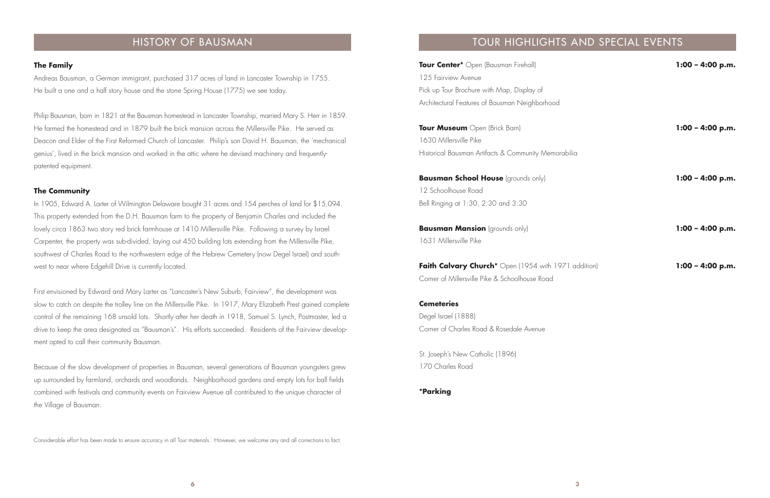## HISTORY OF BAUSMAN

### The Family

Andreas Bausman, a German immigrant, purchased 317 acres of land in Lancaster Township in 1755. He built a one and a half story house and the stone Spring House (1775) we see today.

Philip Bausman, born in 1821 at the Bausman homestead in Lancaster Township, married Mary S. Herr in 1859. He farmed the homestead and in 1879 built the brick mansion across the Millersville Pike. He served as Deacon and Elder of the First Reformed Church of Lancaster. Philip's son David H. Bausman, the 'mechanical genius', lived in the brick mansion and worked in the attic where he devised machinery and frequently-patented equipment.

### The Community

In 1905, Edward A. Larter of Wilmington Delaware bought 31 acres and 154 perches of land for $15,094. This property extended from the D.H. Bausman farm to the property of Benjamin Charles and included the lovely circa 1863 two story red brick farmhouse at 1410 Millersville Pike. Following a survey by Israel Carpenter, the property was sub-divided, laying out 450 building lots extending from the Millersville Pike, southwest of Charles Road to the northwestern edge of the Hebrew Cemetery (now Degel Israel) and southwest to near where Edgehill Drive is currently located.

First envisioned by Edward and Mary Larter as "Lancaster's New Suburb, Fairview", the development was slow to catch on despite the trolley line on the Millersville Pike. In 1917, Mary Elizabeth Prest gained complete control of the remaining 168 unsold lots. Shortly after her death in 1918, Samuel S. Lynch, Postmaster, led a drive to keep the area designated as "Bausman's". His efforts succeeded. Residents of the Fairview development opted to call their community Bausman.

Because of the slow development of properties in Bausman, several generations of Bausman youngsters grew up surrounded by farmland, orchards and woodlands. Neighborhood gardens and empty lots for ball fields combined with festivals and community events on Fairview Avenue all contributed to the unique character of the Village of Bausman.

Considerable effort has been made to ensure accuracy in all Tour materials. However, we welcome any and all corrections to fact.

## TOUR HIGHLIGHTS AND SPECIAL EVENTS

**Tour Center*** Open (Bausman Firehall) — **1:00 – 4:00 p.m.**
125 Fairview Avenue
Pick up Tour Brochure with Map, Display of Architectural Features of Bausman Neighborhood

**Tour Museum** Open (Brick Barn) — **1:00 – 4:00 p.m.**
1630 Millersville Pike
Historical Bausman Artifacts & Community Memorabilia

**Bausman School House** (grounds only) — **1:00 – 4:00 p.m.**
12 Schoolhouse Road
Bell Ringing at 1:30, 2:30 and 3:30

**Bausman Mansion** (grounds only) — **1:00 – 4:00 p.m.**
1631 Millersville Pike

**Faith Calvary Church*** Open (1954 with 1971 addition) — **1:00 – 4:00 p.m.**
Corner of Millersville Pike & Schoolhouse Road

**Cemeteries**

Degel Israel (1888)
Corner of Charles Road & Rosedale Avenue

St. Joseph's New Catholic (1896)
170 Charles Road

***Parking**